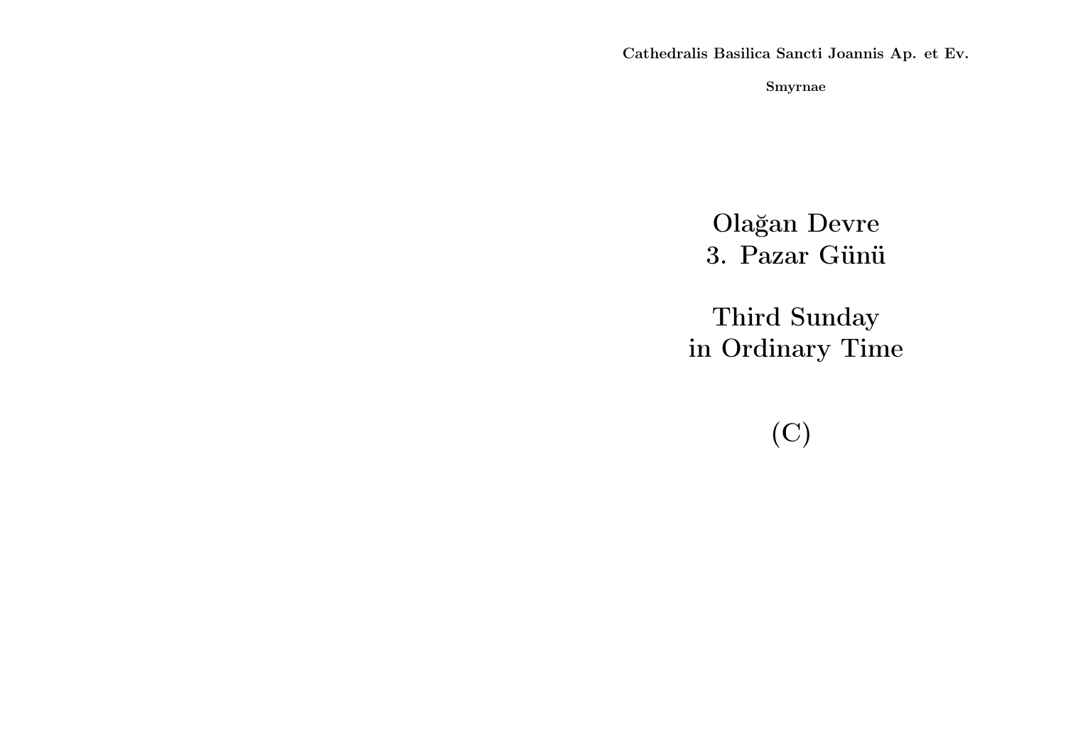**Cathedralis Basilica Sancti Joannis Ap. et Ev.**

**Smyrnae**

# Olağan Devre
# 3. Pazar Günü

# Third Sunday
# in Ordinary Time

# (C)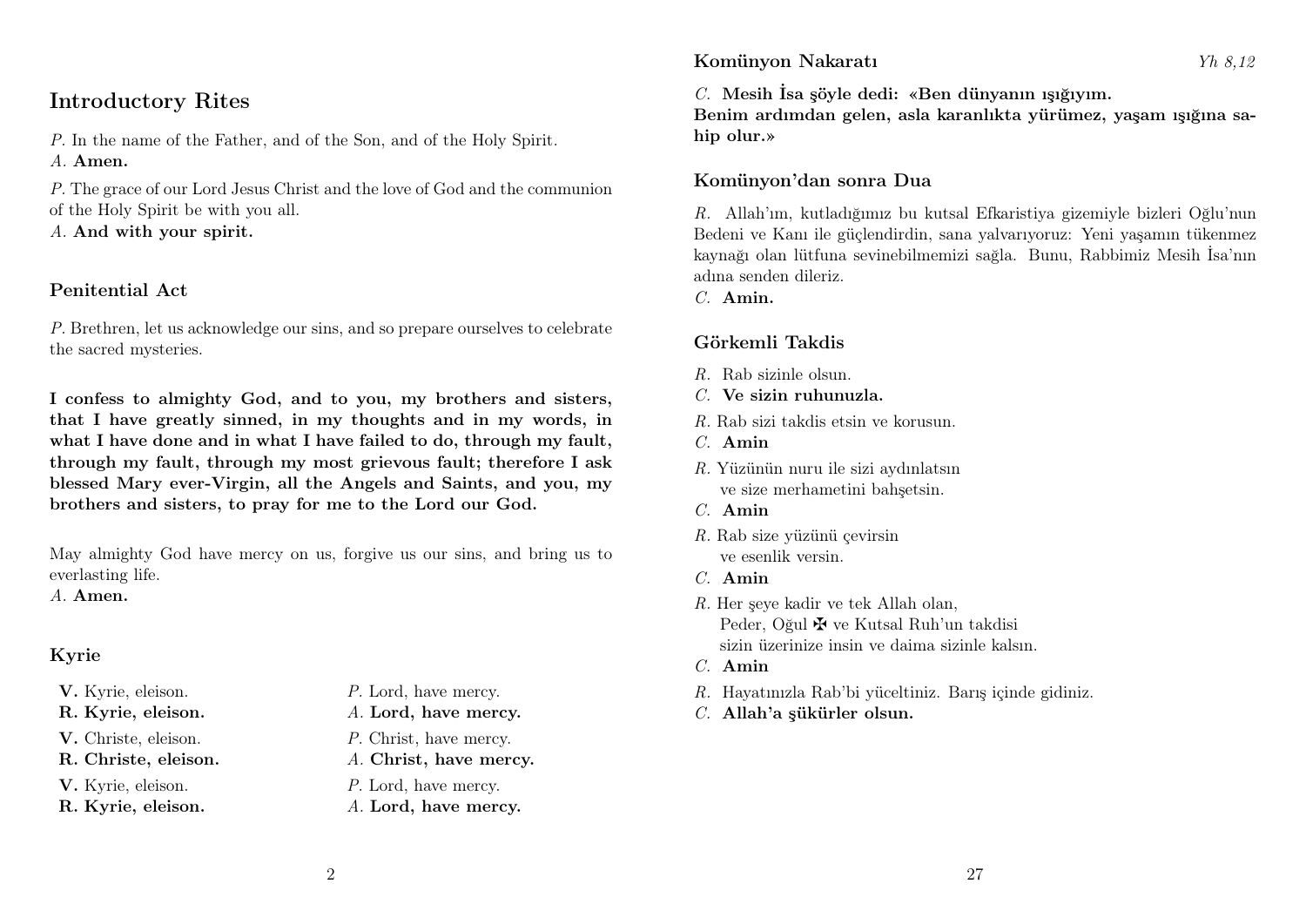## Introductory Rites

*P.* In the name of the Father, and of the Son, and of the Holy Spirit.
*A.* **Amen.**

*P.* The grace of our Lord Jesus Christ and the love of God and the communion of the Holy Spirit be with you all.
*A.* **And with your spirit.**

### Penitential Act

*P.* Brethren, let us acknowledge our sins, and so prepare ourselves to celebrate the sacred mysteries.

**I confess to almighty God, and to you, my brothers and sisters, that I have greatly sinned, in my thoughts and in my words, in what I have done and in what I have failed to do, through my fault, through my fault, through my most grievous fault; therefore I ask blessed Mary ever-Virgin, all the Angels and Saints, and you, my brothers and sisters, to pray for me to the Lord our God.**

May almighty God have mercy on us, forgive us our sins, and bring us to everlasting life.
*A.* **Amen.**

### Kyrie

| | |
|---|---|
| **V.** Kyrie, eleison. | *P.* Lord, have mercy. |
| **R. Kyrie, eleison.** | *A.* **Lord, have mercy.** |
| **V.** Christe, eleison. | *P.* Christ, have mercy. |
| **R. Christe, eleison.** | *A.* **Christ, have mercy.** |
| **V.** Kyrie, eleison. | *P.* Lord, have mercy. |
| **R. Kyrie, eleison.** | *A.* **Lord, have mercy.** |

### Komünyon Nakaratı

*Yh 8,12*

*C.* **Mesih İsa şöyle dedi: «Ben dünyanın ışığıyım.**
**Benim ardımdan gelen, asla karanlıkta yürümez, yaşam ışığına sahip olur.»**

### Komünyon'dan sonra Dua

*R.* Allah'ım, kutladığımız bu kutsal Efkaristiya gizemiyle bizleri Oğlu'nun Bedeni ve Kanı ile güçlendirdin, sana yalvarıyoruz: Yeni yaşamın tükenmez kaynağı olan lütfuna sevinebilmemizi sağla. Bunu, Rabbimiz Mesih İsa'nın adına senden dileriz.
*C.* **Amin.**

### Görkemli Takdis

*R.* Rab sizinle olsun.
*C.* **Ve sizin ruhunuzla.**

*R.* Rab sizi takdis etsin ve korusun.
*C.* **Amin**

*R.* Yüzünün nuru ile sizi aydınlatsın
ve size merhametini bahşetsin.
*C.* **Amin**

*R.* Rab size yüzünü çevirsin
ve esenlik versin.
*C.* **Amin**

*R.* Her şeye kadir ve tek Allah olan,
Peder, Oğul ✠ ve Kutsal Ruh'un takdisi
sizin üzerinize insin ve daima sizinle kalsın.
*C.* **Amin**

*R.* Hayatınızla Rab'bi yüceltiniz. Barış içinde gidiniz.
*C.* **Allah'a şükürler olsun.**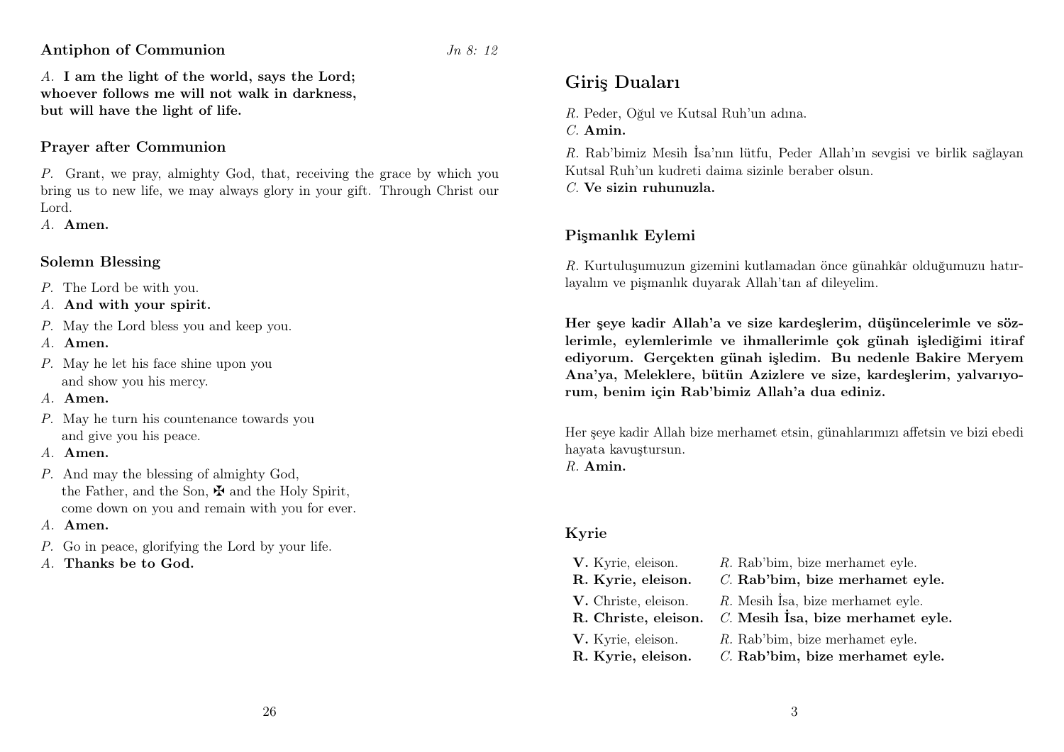### Antiphon of Communion

*Jn 8: 12*

*A.* **I am the light of the world, says the Lord;**
**whoever follows me will not walk in darkness,**
**but will have the light of life.**

### Prayer after Communion

*P.* Grant, we pray, almighty God, that, receiving the grace by which you bring us to new life, we may always glory in your gift. Through Christ our Lord.
*A.* **Amen.**

### Solemn Blessing

*P.* The Lord be with you.
*A.* **And with your spirit.**
*P.* May the Lord bless you and keep you.
*A.* **Amen.**
*P.* May he let his face shine upon you
and show you his mercy.
*A.* **Amen.**
*P.* May he turn his countenance towards you
and give you his peace.
*A.* **Amen.**
*P.* And may the blessing of almighty God,
the Father, and the Son, ✠ and the Holy Spirit,
come down on you and remain with you for ever.
*A.* **Amen.**
*P.* Go in peace, glorifying the Lord by your life.
*A.* **Thanks be to God.**

## Giriş Duaları

*R.* Peder, Oğul ve Kutsal Ruh'un adına.
*C.* **Amin.**

*R.* Rab'bimiz Mesih İsa'nın lütfu, Peder Allah'ın sevgisi ve birlik sağlayan Kutsal Ruh'un kudreti daima sizinle beraber olsun.
*C.* **Ve sizin ruhunuzla.**

### Pişmanlık Eylemi

*R.* Kurtuluşumuzun gizemini kutlamadan önce günahkâr olduğumuzu hatırlayalım ve pişmanlık duyarak Allah'tan af dileyelim.

**Her şeye kadir Allah'a ve size kardeşlerim, düşüncelerimle ve sözlerimle, eylemlerimle ve ihmallerimle çok günah işlediğimi itiraf ediyorum. Gerçekten günah işledim. Bu nedenle Bakire Meryem Ana'ya, Meleklere, bütün Azizlere ve size, kardeşlerim, yalvarıyorum, benim için Rab'bimiz Allah'a dua ediniz.**

Her şeye kadir Allah bize merhamet etsin, günahlarımızı affetsin ve bizi ebedi hayata kavuştursun.
*R.* **Amin.**

### Kyrie

| | |
|---|---|
| **V.** Kyrie, eleison. | *R.* Rab'bim, bize merhamet eyle. |
| **R. Kyrie, eleison.** | *C.* **Rab'bim, bize merhamet eyle.** |
| **V.** Christe, eleison. | *R.* Mesih İsa, bize merhamet eyle. |
| **R. Christe, eleison.** | *C.* **Mesih İsa, bize merhamet eyle.** |
| **V.** Kyrie, eleison. | *R.* Rab'bim, bize merhamet eyle. |
| **R. Kyrie, eleison.** | *C.* **Rab'bim, bize merhamet eyle.** |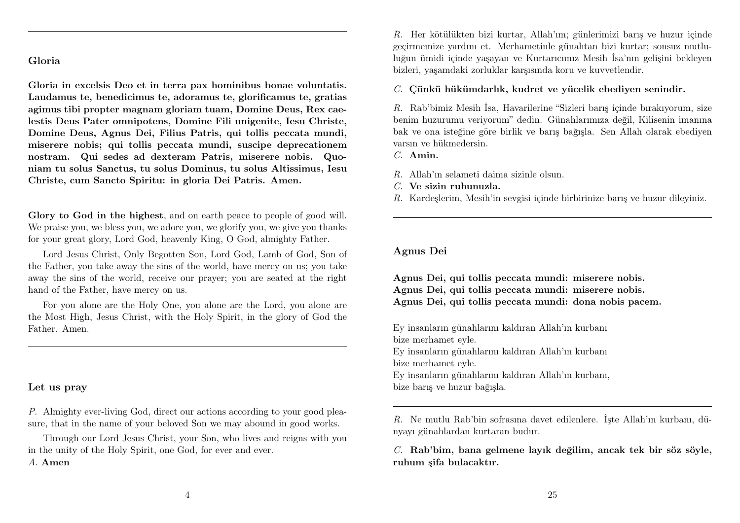## Gloria

**Gloria in excelsis Deo et in terra pax hominibus bonae voluntatis. Laudamus te, benedicimus te, adoramus te, glorificamus te, gratias agimus tibi propter magnam gloriam tuam, Domine Deus, Rex caelestis Deus Pater omnipotens, Domine Fili unigenite, Iesu Christe, Domine Deus, Agnus Dei, Filius Patris, qui tollis peccata mundi, miserere nobis; qui tollis peccata mundi, suscipe deprecationem nostram. Qui sedes ad dexteram Patris, miserere nobis. Quoniam tu solus Sanctus, tu solus Dominus, tu solus Altissimus, Iesu Christe, cum Sancto Spiritu: in gloria Dei Patris. Amen.**

**Glory to God in the highest**, and on earth peace to people of good will. We praise you, we bless you, we adore you, we glorify you, we give you thanks for your great glory, Lord God, heavenly King, O God, almighty Father.

Lord Jesus Christ, Only Begotten Son, Lord God, Lamb of God, Son of the Father, you take away the sins of the world, have mercy on us; you take away the sins of the world, receive our prayer; you are seated at the right hand of the Father, have mercy on us.

For you alone are the Holy One, you alone are the Lord, you alone are the Most High, Jesus Christ, with the Holy Spirit, in the glory of God the Father. Amen.

---

## Let us pray

*P.* Almighty ever-living God, direct our actions according to your good pleasure, that in the name of your beloved Son we may abound in good works.

Through our Lord Jesus Christ, your Son, who lives and reigns with you in the unity of the Holy Spirit, one God, for ever and ever.
*A.* **Amen**

*R.* Her kötülükten bizi kurtar, Allah'ım; günlerimizi barış ve huzur içinde geçirmemize yardım et. Merhametinle günahtan bizi kurtar; sonsuz mutluluğun ümidi içinde yaşayan ve Kurtarıcımız Mesih İsa'nın gelişini bekleyen bizleri, yaşamdaki zorluklar karşısında koru ve kuvvetlendir.

*C.* **Çünkü hükümdarlık, kudret ve yücelik ebediyen senindir.**

*R.* Rab'bimiz Mesih İsa, Havarilerine "Sizleri barış içinde bırakıyorum, size benim huzurumu veriyorum" dedin. Günahlarımıza değil, Kilisenin imanına bak ve ona isteğine göre birlik ve barış bağışla. Sen Allah olarak ebediyen varsın ve hükmedersin.
*C.* **Amin.**

*R.* Allah'ın selameti daima sizinle olsun.
*C.* **Ve sizin ruhunuzla.**
*R.* Kardeşlerim, Mesih'in sevgisi içinde birbirinize barış ve huzur dileyiniz.

---

## Agnus Dei

**Agnus Dei, qui tollis peccata mundi: miserere nobis.**
**Agnus Dei, qui tollis peccata mundi: miserere nobis.**
**Agnus Dei, qui tollis peccata mundi: dona nobis pacem.**

Ey insanların günahlarını kaldıran Allah'ın kurbanı
bize merhamet eyle.
Ey insanların günahlarını kaldıran Allah'ın kurbanı
bize merhamet eyle.
Ey insanların günahlarını kaldıran Allah'ın kurbanı,
bize barış ve huzur bağışla.

---

*R.* Ne mutlu Rab'bin sofrasına davet edilenlere. İşte Allah'ın kurbanı, dünyayı günahlardan kurtaran budur.

*C.* **Rab'bim, bana gelmene layık değilim, ancak tek bir söz söyle, ruhum şifa bulacaktır.**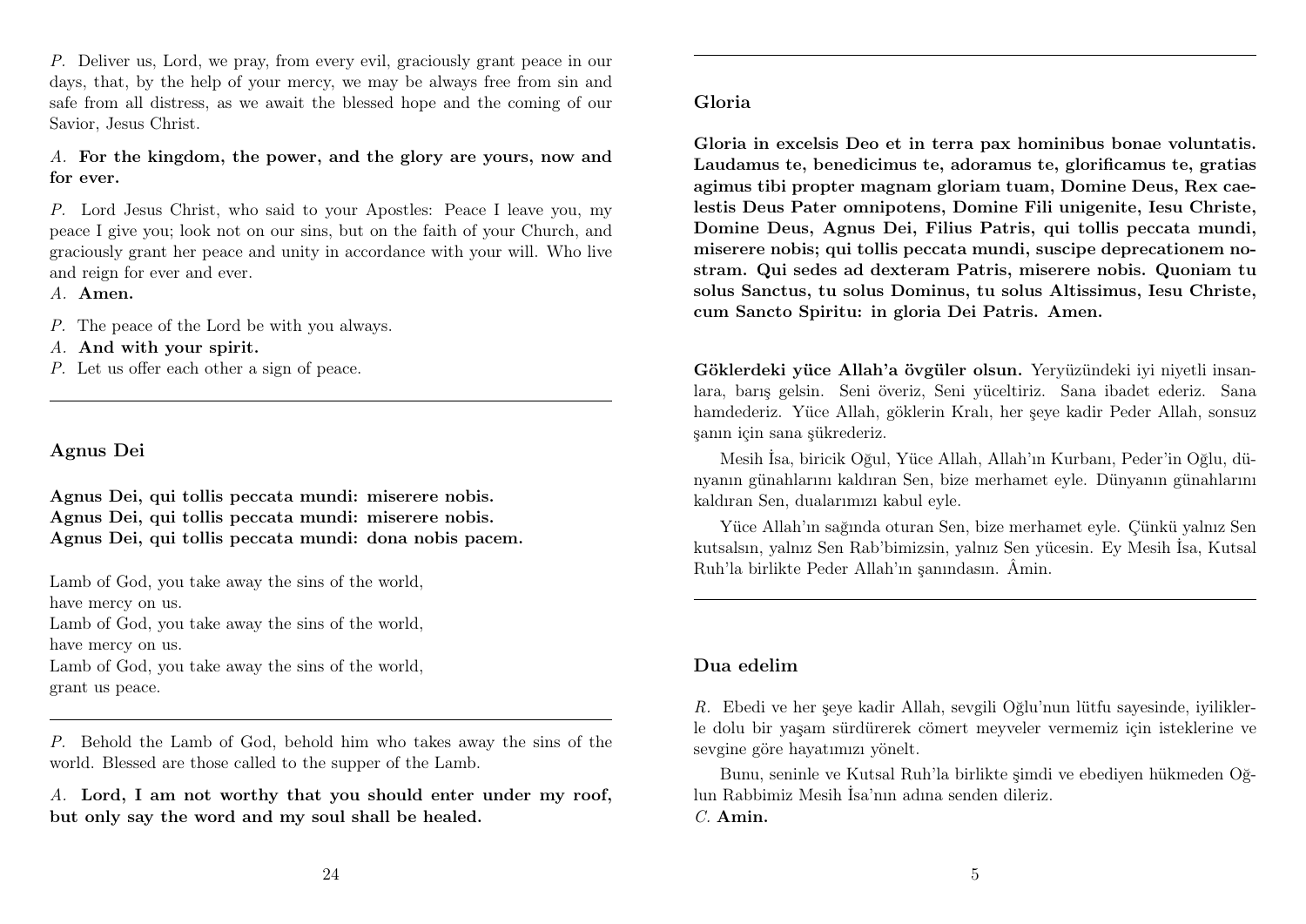*P.* Deliver us, Lord, we pray, from every evil, graciously grant peace in our days, that, by the help of your mercy, we may be always free from sin and safe from all distress, as we await the blessed hope and the coming of our Savior, Jesus Christ.

*A.* **For the kingdom, the power, and the glory are yours, now and for ever.**

*P.* Lord Jesus Christ, who said to your Apostles: Peace I leave you, my peace I give you; look not on our sins, but on the faith of your Church, and graciously grant her peace and unity in accordance with your will. Who live and reign for ever and ever.
*A.* **Amen.**

*P.* The peace of the Lord be with you always.
*A.* **And with your spirit.**
*P.* Let us offer each other a sign of peace.

---

### Agnus Dei

**Agnus Dei, qui tollis peccata mundi: miserere nobis.**
**Agnus Dei, qui tollis peccata mundi: miserere nobis.**
**Agnus Dei, qui tollis peccata mundi: dona nobis pacem.**

Lamb of God, you take away the sins of the world,
have mercy on us.
Lamb of God, you take away the sins of the world,
have mercy on us.
Lamb of God, you take away the sins of the world,
grant us peace.

---

*P.* Behold the Lamb of God, behold him who takes away the sins of the world. Blessed are those called to the supper of the Lamb.

*A.* **Lord, I am not worthy that you should enter under my roof, but only say the word and my soul shall be healed.**

---

### Gloria

**Gloria in excelsis Deo et in terra pax hominibus bonae voluntatis. Laudamus te, benedicimus te, adoramus te, glorificamus te, gratias agimus tibi propter magnam gloriam tuam, Domine Deus, Rex caelestis Deus Pater omnipotens, Domine Fili unigenite, Iesu Christe, Domine Deus, Agnus Dei, Filius Patris, qui tollis peccata mundi, miserere nobis; qui tollis peccata mundi, suscipe deprecationem nostram. Qui sedes ad dexteram Patris, miserere nobis. Quoniam tu solus Sanctus, tu solus Dominus, tu solus Altissimus, Iesu Christe, cum Sancto Spiritu: in gloria Dei Patris. Amen.**

**Göklerdeki yüce Allah'a övgüler olsun.** Yeryüzündeki iyi niyetli insanlara, barış gelsin. Seni överiz, Seni yüceltiriz. Sana ibadet ederiz. Sana hamdederiz. Yüce Allah, göklerin Kralı, her şeye kadir Peder Allah, sonsuz şanın için sana şükrederiz.

Mesih İsa, biricik Oğul, Yüce Allah, Allah'ın Kurbanı, Peder'in Oğlu, dünyanın günahlarını kaldıran Sen, bize merhamet eyle. Dünyanın günahlarını kaldıran Sen, dualarımızı kabul eyle.

Yüce Allah'ın sağında oturan Sen, bize merhamet eyle. Çünkü yalnız Sen kutsalsın, yalnız Sen Rab'bimizsin, yalnız Sen yücesin. Ey Mesih İsa, Kutsal Ruh'la birlikte Peder Allah'ın şanındasın. Âmin.

---

### Dua edelim

*R.* Ebedi ve her şeye kadir Allah, sevgili Oğlu'nun lütfu sayesinde, iyiliklerle dolu bir yaşam sürdürerek cömert meyveler vermemiz için isteklerine ve sevgine göre hayatımızı yönelt.

Bunu, seninle ve Kutsal Ruh'la birlikte şimdi ve ebediyen hükmeden Oğlun Rabbimiz Mesih İsa'nın adına senden dileriz.
*C.* **Amin.**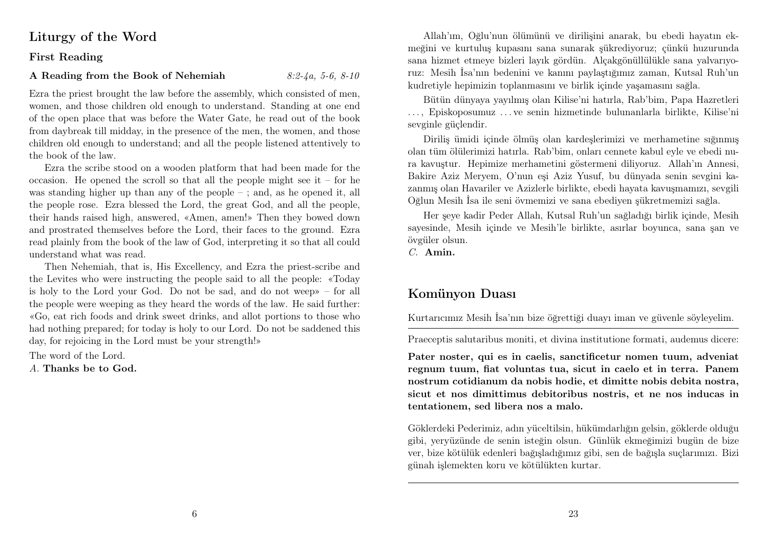## Liturgy of the Word

### First Reading

**A Reading from the Book of Nehemiah** *8:2-4a, 5-6, 8-10*

Ezra the priest brought the law before the assembly, which consisted of men, women, and those children old enough to understand. Standing at one end of the open place that was before the Water Gate, he read out of the book from daybreak till midday, in the presence of the men, the women, and those children old enough to understand; and all the people listened attentively to the book of the law.

Ezra the scribe stood on a wooden platform that had been made for the occasion. He opened the scroll so that all the people might see it – for he was standing higher up than any of the people – ; and, as he opened it, all the people rose. Ezra blessed the Lord, the great God, and all the people, their hands raised high, answered, «Amen, amen!» Then they bowed down and prostrated themselves before the Lord, their faces to the ground. Ezra read plainly from the book of the law of God, interpreting it so that all could understand what was read.

Then Nehemiah, that is, His Excellency, and Ezra the priest-scribe and the Levites who were instructing the people said to all the people: «Today is holy to the Lord your God. Do not be sad, and do not weep» – for all the people were weeping as they heard the words of the law. He said further: «Go, eat rich foods and drink sweet drinks, and allot portions to those who had nothing prepared; for today is holy to our Lord. Do not be saddened this day, for rejoicing in the Lord must be your strength!»

The word of the Lord.
*A.* **Thanks be to God.**

Allah'ım, Oğlu'nun ölümünü ve dirilişini anarak, bu ebedi hayatın ekmeğini ve kurtuluş kupasını sana sunarak şükrediyoruz; çünkü huzurunda sana hizmet etmeye bizleri layık gördün. Alçakgönüllülükle sana yalvarıyoruz: Mesih İsa'nın bedenini ve kanını paylaştığımız zaman, Kutsal Ruh'un kudretiyle hepimizin toplanmasını ve birlik içinde yaşamasını sağla.

Bütün dünyaya yayılmış olan Kilise'ni hatırla, Rab'bim, Papa Hazretleri . . . , Episkoposumuz . . . ve senin hizmetinde bulunanlarla birlikte, Kilise'ni sevginle güçlendir.

Diriliş ümidi içinde ölmüş olan kardeşlerimizi ve merhametine sığınmış olan tüm ölülerimizi hatırla. Rab'bim, onları cennete kabul eyle ve ebedi nura kavuştur. Hepimize merhametini göstermeni diliyoruz. Allah'ın Annesi, Bakire Aziz Meryem, O'nun eşi Aziz Yusuf, bu dünyada senin sevgini kazanmış olan Havariler ve Azizlerle birlikte, ebedi hayata kavuşmamızı, sevgili Oğlun Mesih İsa ile seni övmemizi ve sana ebediyen şükretmemizi sağla.

Her şeye kadir Peder Allah, Kutsal Ruh'un sağladığı birlik içinde, Mesih sayesinde, Mesih içinde ve Mesih'le birlikte, asırlar boyunca, sana şan ve övgüler olsun.
*C.* **Amin.**

## Komünyon Duası

Kurtarıcımız Mesih İsa'nın bize öğrettiği duayı iman ve güvenle söyleyelim.

---

Praeceptis salutaribus moniti, et divina institutione formati, audemus dicere:

**Pater noster, qui es in caelis, sanctificetur nomen tuum, adveniat regnum tuum, fiat voluntas tua, sicut in caelo et in terra. Panem nostrum cotidianum da nobis hodie, et dimitte nobis debita nostra, sicut et nos dimittimus debitoribus nostris, et ne nos inducas in tentationem, sed libera nos a malo.**

Göklerdeki Pederimiz, adın yüceltilsin, hükümdarlığın gelsin, göklerde olduğu gibi, yeryüzünde de senin isteğin olsun. Günlük ekmeğimizi bugün de bize ver, bize kötülük edenleri bağışladığımız gibi, sen de bağışla suçlarımızı. Bizi günah işlemekten koru ve kötülükten kurtar.

---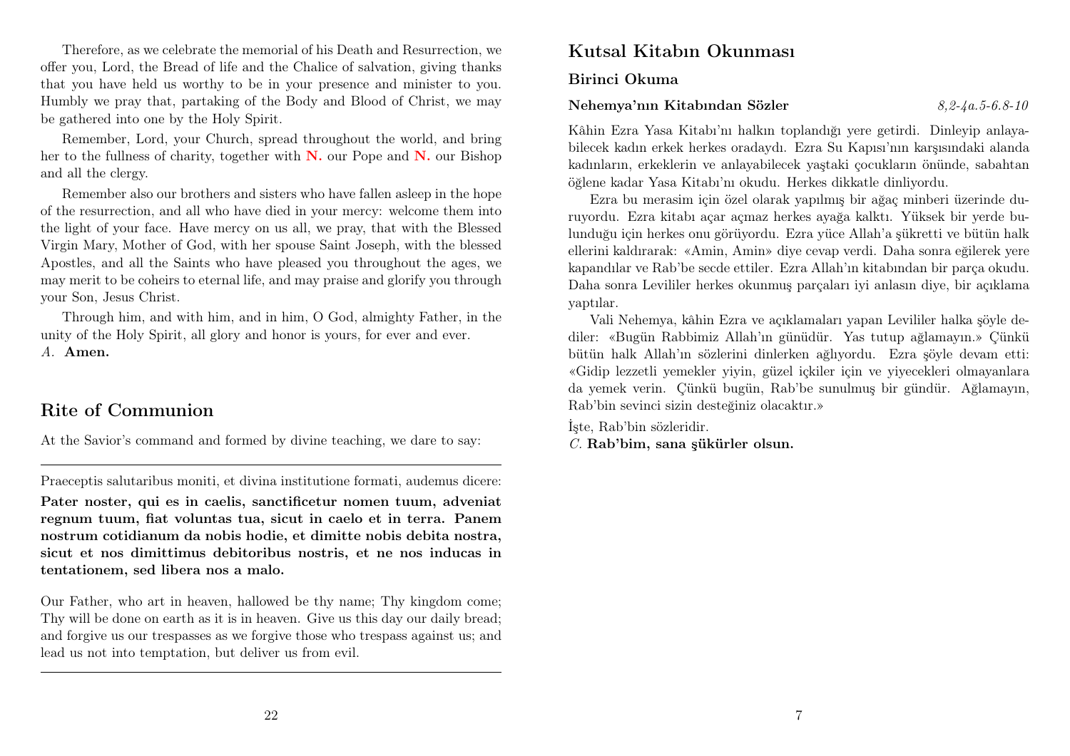Therefore, as we celebrate the memorial of his Death and Resurrection, we offer you, Lord, the Bread of life and the Chalice of salvation, giving thanks that you have held us worthy to be in your presence and minister to you. Humbly we pray that, partaking of the Body and Blood of Christ, we may be gathered into one by the Holy Spirit.

Remember, Lord, your Church, spread throughout the world, and bring her to the fullness of charity, together with **N.** our Pope and **N.** our Bishop and all the clergy.

Remember also our brothers and sisters who have fallen asleep in the hope of the resurrection, and all who have died in your mercy: welcome them into the light of your face. Have mercy on us all, we pray, that with the Blessed Virgin Mary, Mother of God, with her spouse Saint Joseph, with the blessed Apostles, and all the Saints who have pleased you throughout the ages, we may merit to be coheirs to eternal life, and may praise and glorify you through your Son, Jesus Christ.

Through him, and with him, and in him, O God, almighty Father, in the unity of the Holy Spirit, all glory and honor is yours, for ever and ever.
*A.* **Amen.**

## Rite of Communion

At the Savior's command and formed by divine teaching, we dare to say:

---

Praeceptis salutaribus moniti, et divina institutione formati, audemus dicere:

**Pater noster, qui es in caelis, sanctificetur nomen tuum, adveniat regnum tuum, fiat voluntas tua, sicut in caelo et in terra. Panem nostrum cotidianum da nobis hodie, et dimitte nobis debita nostra, sicut et nos dimittimus debitoribus nostris, et ne nos inducas in tentationem, sed libera nos a malo.**

Our Father, who art in heaven, hallowed be thy name; Thy kingdom come; Thy will be done on earth as it is in heaven. Give us this day our daily bread; and forgive us our trespasses as we forgive those who trespass against us; and lead us not into temptation, but deliver us from evil.

---

## Kutsal Kitabın Okunması

### Birinci Okuma

**Nehemya'nın Kitabından Sözler** *8,2-4a.5-6.8-10*

Kâhin Ezra Yasa Kitabı'nı halkın toplandığı yere getirdi. Dinleyip anlayabilecek kadın erkek herkes oradaydı. Ezra Su Kapısı'nın karşısındaki alanda kadınların, erkeklerin ve anlayabilecek yaştaki çocukların önünde, sabahtan öğlene kadar Yasa Kitabı'nı okudu. Herkes dikkatle dinliyordu.

Ezra bu merasim için özel olarak yapılmış bir ağaç minberi üzerinde duruyordu. Ezra kitabı açar açmaz herkes ayağa kalktı. Yüksek bir yerde bulunduğu için herkes onu görüyordu. Ezra yüce Allah'a şükretti ve bütün halk ellerini kaldırarak: «Amin, Amin» diye cevap verdi. Daha sonra eğilerek yere kapandılar ve Rab'be secde ettiler. Ezra Allah'ın kitabından bir parça okudu. Daha sonra Levililer herkes okunmuş parçaları iyi anlasın diye, bir açıklama yaptılar.

Vali Nehemya, kâhin Ezra ve açıklamaları yapan Levililer halka şöyle dediler: «Bugün Rabbimiz Allah'ın günüdür. Yas tutup ağlamayın.» Çünkü bütün halk Allah'ın sözlerini dinlerken ağlıyordu. Ezra şöyle devam etti: «Gidip lezzetli yemekler yiyin, güzel içkiler için ve yiyecekleri olmayanlara da yemek verin. Çünkü bugün, Rab'be sunulmuş bir gündür. Ağlamayın, Rab'bin sevinci sizin desteğiniz olacaktır.»

İşte, Rab'bin sözleridir.
*C.* **Rab'bim, sana şükürler olsun.**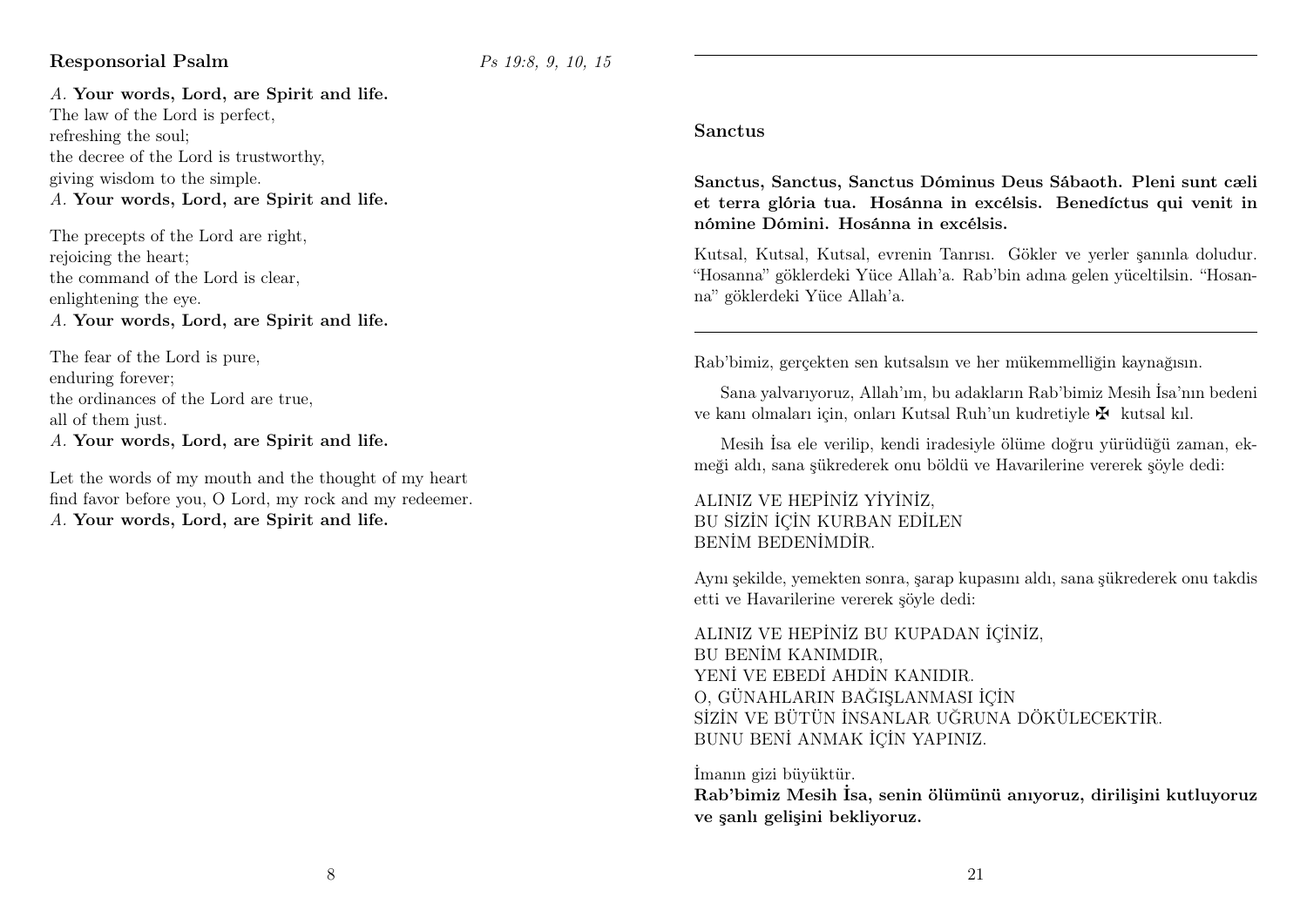**Responsorial Psalm** *Ps 19:8, 9, 10, 15*

*A.* **Your words, Lord, are Spirit and life.**
The law of the Lord is perfect,
refreshing the soul;
the decree of the Lord is trustworthy,
giving wisdom to the simple.
*A.* **Your words, Lord, are Spirit and life.**

The precepts of the Lord are right,
rejoicing the heart;
the command of the Lord is clear,
enlightening the eye.
*A.* **Your words, Lord, are Spirit and life.**

The fear of the Lord is pure,
enduring forever;
the ordinances of the Lord are true,
all of them just.
*A.* **Your words, Lord, are Spirit and life.**

Let the words of my mouth and the thought of my heart
find favor before you, O Lord, my rock and my redeemer.
*A.* **Your words, Lord, are Spirit and life.**

---

**Sanctus**

**Sanctus, Sanctus, Sanctus Dóminus Deus Sábaoth. Pleni sunt cæli et terra glória tua. Hosánna in excélsis. Benedíctus qui venit in nómine Dómini. Hosánna in excélsis.**

Kutsal, Kutsal, Kutsal, evrenin Tanrısı. Gökler ve yerler şanınla doludur. "Hosanna" göklerdeki Yüce Allah'a. Rab'bin adına gelen yüceltilsin. "Hosanna" göklerdeki Yüce Allah'a.

---

Rab'bimiz, gerçekten sen kutsalsın ve her mükemmelliğin kaynağısın.

Sana yalvarıyoruz, Allah'ım, bu adakların Rab'bimiz Mesih İsa'nın bedeni ve kanı olmaları için, onları Kutsal Ruh'un kudretiyle ✠ kutsal kıl.

Mesih İsa ele verilip, kendi iradesiyle ölüme doğru yürüdüğü zaman, ekmeği aldı, sana şükrederek onu böldü ve Havarilerine vererek şöyle dedi:

ALINIZ VE HEPİNİZ YİYİNİZ,
BU SİZİN İÇİN KURBAN EDİLEN
BENİM BEDENİMDİR.

Aynı şekilde, yemekten sonra, şarap kupasını aldı, sana şükrederek onu takdis etti ve Havarilerine vererek şöyle dedi:

ALINIZ VE HEPİNİZ BU KUPADAN İÇİNİZ,
BU BENİM KANIMDIR,
YENİ VE EBEDİ AHDİN KANIDIR.
O, GÜNAHLARIN BAĞIŞLANMASI İÇİN
SİZİN VE BÜTÜN İNSANLAR UĞRUNA DÖKÜLECEKTİR.
BUNU BENİ ANMAK İÇİN YAPINIZ.

İmanın gizi büyüktür.
**Rab'bimiz Mesih İsa, senin ölümünü anıyoruz, dirilişini kutluyoruz ve şanlı gelişini bekliyoruz.**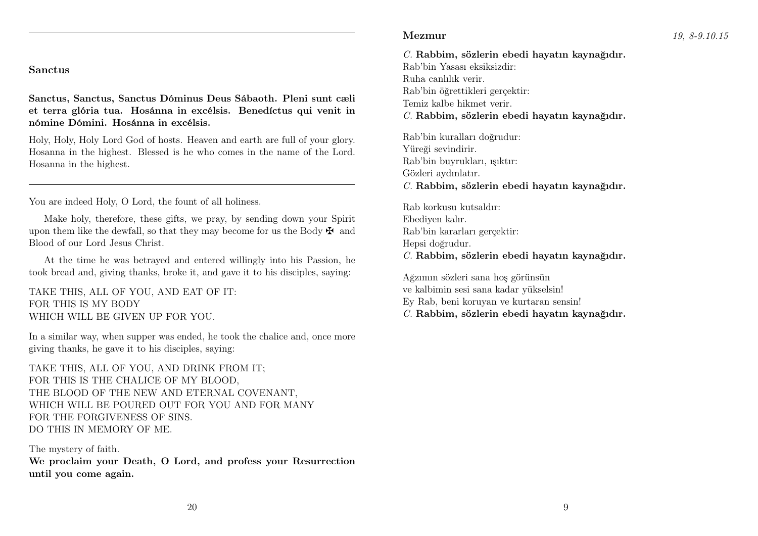## Sanctus

**Sanctus, Sanctus, Sanctus Dóminus Deus Sábaoth. Pleni sunt cæli et terra glória tua. Hosánna in excélsis. Benedíctus qui venit in nómine Dómini. Hosánna in excélsis.**

Holy, Holy, Holy Lord God of hosts. Heaven and earth are full of your glory. Hosanna in the highest. Blessed is he who comes in the name of the Lord. Hosanna in the highest.

---

You are indeed Holy, O Lord, the fount of all holiness.

Make holy, therefore, these gifts, we pray, by sending down your Spirit upon them like the dewfall, so that they may become for us the Body ✠ and Blood of our Lord Jesus Christ.

At the time he was betrayed and entered willingly into his Passion, he took bread and, giving thanks, broke it, and gave it to his disciples, saying:

TAKE THIS, ALL OF YOU, AND EAT OF IT:
FOR THIS IS MY BODY
WHICH WILL BE GIVEN UP FOR YOU.

In a similar way, when supper was ended, he took the chalice and, once more giving thanks, he gave it to his disciples, saying:

TAKE THIS, ALL OF YOU, AND DRINK FROM IT;
FOR THIS IS THE CHALICE OF MY BLOOD,
THE BLOOD OF THE NEW AND ETERNAL COVENANT,
WHICH WILL BE POURED OUT FOR YOU AND FOR MANY
FOR THE FORGIVENESS OF SINS.
DO THIS IN MEMORY OF ME.

The mystery of faith.
**We proclaim your Death, O Lord, and profess your Resurrection until you come again.**

## Mezmur *19, 8-9.10.15*

*C.* **Rabbim, sözlerin ebedi hayatın kaynağıdır.**
Rab'bin Yasası eksiksizdir:
Ruha canlılık verir.
Rab'bin öğrettikleri gerçektir:
Temiz kalbe hikmet verir.
*C.* **Rabbim, sözlerin ebedi hayatın kaynağıdır.**

Rab'bin kuralları doğrudur:
Yüreği sevindirir.
Rab'bin buyrukları, ışıktır:
Gözleri aydınlatır.
*C.* **Rabbim, sözlerin ebedi hayatın kaynağıdır.**

Rab korkusu kutsaldır:
Ebediyen kalır.
Rab'bin kararları gerçektir:
Hepsi doğrudur.
*C.* **Rabbim, sözlerin ebedi hayatın kaynağıdır.**

Ağzımın sözleri sana hoş görünsün
ve kalbimin sesi sana kadar yükselsin!
Ey Rab, beni koruyan ve kurtaran sensin!
*C.* **Rabbim, sözlerin ebedi hayatın kaynağıdır.**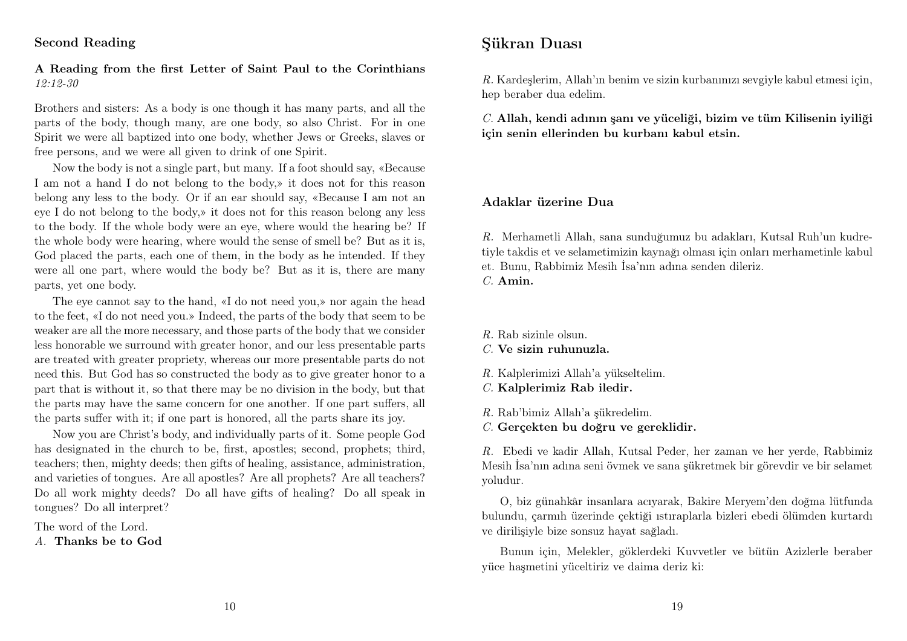### Second Reading

**A Reading from the first Letter of Saint Paul to the Corinthians**
*12:12-30*

Brothers and sisters: As a body is one though it has many parts, and all the parts of the body, though many, are one body, so also Christ. For in one Spirit we were all baptized into one body, whether Jews or Greeks, slaves or free persons, and we were all given to drink of one Spirit.

Now the body is not a single part, but many. If a foot should say, «Because I am not a hand I do not belong to the body,» it does not for this reason belong any less to the body. Or if an ear should say, «Because I am not an eye I do not belong to the body,» it does not for this reason belong any less to the body. If the whole body were an eye, where would the hearing be? If the whole body were hearing, where would the sense of smell be? But as it is, God placed the parts, each one of them, in the body as he intended. If they were all one part, where would the body be? But as it is, there are many parts, yet one body.

The eye cannot say to the hand, «I do not need you,» nor again the head to the feet, «I do not need you.» Indeed, the parts of the body that seem to be weaker are all the more necessary, and those parts of the body that we consider less honorable we surround with greater honor, and our less presentable parts are treated with greater propriety, whereas our more presentable parts do not need this. But God has so constructed the body as to give greater honor to a part that is without it, so that there may be no division in the body, but that the parts may have the same concern for one another. If one part suffers, all the parts suffer with it; if one part is honored, all the parts share its joy.

Now you are Christ's body, and individually parts of it. Some people God has designated in the church to be, first, apostles; second, prophets; third, teachers; then, mighty deeds; then gifts of healing, assistance, administration, and varieties of tongues. Are all apostles? Are all prophets? Are all teachers? Do all work mighty deeds? Do all have gifts of healing? Do all speak in tongues? Do all interpret?

The word of the Lord.
*A.* **Thanks be to God**

## Şükran Duası

*R.* Kardeşlerim, Allah'ın benim ve sizin kurbanınızı sevgiyle kabul etmesi için, hep beraber dua edelim.

*C.* **Allah, kendi adının şanı ve yüceliği, bizim ve tüm Kilisenin iyiliği için senin ellerinden bu kurbanı kabul etsin.**

### Adaklar üzerine Dua

*R.* Merhametli Allah, sana sunduğumuz bu adakları, Kutsal Ruh'un kudretiyle takdis et ve selametimizin kaynağı olması için onları merhametinle kabul et. Bunu, Rabbimiz Mesih İsa'nın adına senden dileriz.
*C.* **Amin.**

*R.* Rab sizinle olsun.
*C.* **Ve sizin ruhunuzla.**

*R.* Kalplerimizi Allah'a yükseltelim.
*C.* **Kalplerimiz Rab iledir.**

*R.* Rab'bimiz Allah'a şükredelim.
*C.* **Gerçekten bu doğru ve gereklidir.**

*R.* Ebedi ve kadir Allah, Kutsal Peder, her zaman ve her yerde, Rabbimiz Mesih İsa'nın adına seni övmek ve sana şükretmek bir görevdir ve bir selamet yoludur.

O, biz günahkâr insanlara acıyarak, Bakire Meryem'den doğma lütfunda bulundu, çarmıh üzerinde çektiği ıstıraplarla bizleri ebedi ölümden kurtardı ve dirilişiyle bize sonsuz hayat sağladı.

Bunun için, Melekler, göklerdeki Kuvvetler ve bütün Azizlerle beraber yüce haşmetini yüceltiriz ve daima deriz ki: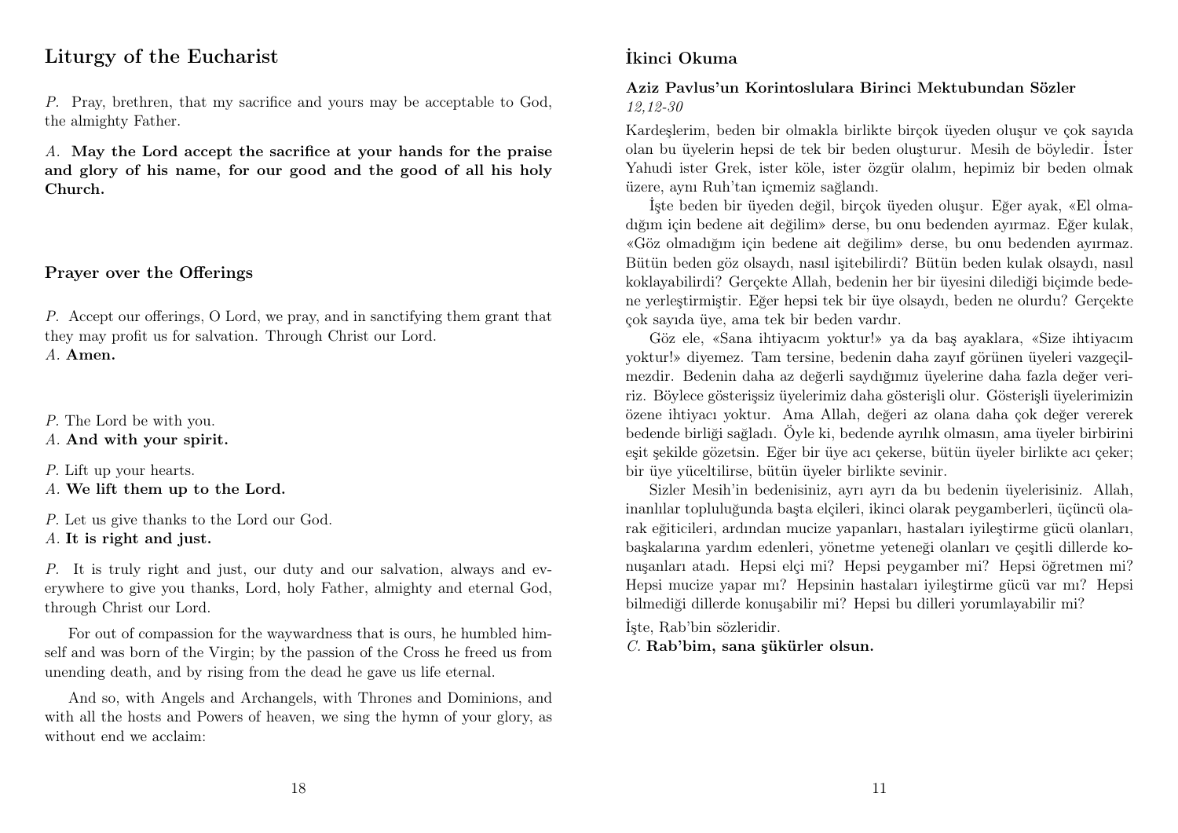## Liturgy of the Eucharist

*P.* Pray, brethren, that my sacrifice and yours may be acceptable to God, the almighty Father.

*A.* **May the Lord accept the sacrifice at your hands for the praise and glory of his name, for our good and the good of all his holy Church.**

### Prayer over the Offerings

*P.* Accept our offerings, O Lord, we pray, and in sanctifying them grant that they may profit us for salvation. Through Christ our Lord.
*A.* **Amen.**

*P.* The Lord be with you.
*A.* **And with your spirit.**

*P.* Lift up your hearts.
*A.* **We lift them up to the Lord.**

*P.* Let us give thanks to the Lord our God.
*A.* **It is right and just.**

*P.* It is truly right and just, our duty and our salvation, always and everywhere to give you thanks, Lord, holy Father, almighty and eternal God, through Christ our Lord.

For out of compassion for the waywardness that is ours, he humbled himself and was born of the Virgin; by the passion of the Cross he freed us from unending death, and by rising from the dead he gave us life eternal.

And so, with Angels and Archangels, with Thrones and Dominions, and with all the hosts and Powers of heaven, we sing the hymn of your glory, as without end we acclaim:

## İkinci Okuma

### Aziz Pavlus'un Korintoslulara Birinci Mektubundan Sözler

*12,12-30*

Kardeşlerim, beden bir olmakla birlikte birçok üyeden oluşur ve çok sayıda olan bu üyelerin hepsi de tek bir beden oluşturur. Mesih de böyledir. İster Yahudi ister Grek, ister köle, ister özgür olalım, hepimiz bir beden olmak üzere, aynı Ruh'tan içmemiz sağlandı.

İşte beden bir üyeden değil, birçok üyeden oluşur. Eğer ayak, «El olmadığım için bedene ait değilim» derse, bu onu bedenden ayırmaz. Eğer kulak, «Göz olmadığım için bedene ait değilim» derse, bu onu bedenden ayırmaz. Bütün beden göz olsaydı, nasıl işitebilirdi? Bütün beden kulak olsaydı, nasıl koklayabilirdi? Gerçekte Allah, bedenin her bir üyesini dilediği biçimde bedene yerleştirmiştir. Eğer hepsi tek bir üye olsaydı, beden ne olurdu? Gerçekte çok sayıda üye, ama tek bir beden vardır.

Göz ele, «Sana ihtiyacım yoktur!» ya da baş ayaklara, «Size ihtiyacım yoktur!» diyemez. Tam tersine, bedenin daha zayıf görünen üyeleri vazgeçilmezdir. Bedenin daha az değerli saydığımız üyelerine daha fazla değer veririz. Böylece gösterişsiz üyelerimiz daha gösterişli olur. Gösterişli üyelerimizin özene ihtiyacı yoktur. Ama Allah, değeri az olana daha çok değer vererek bedende birliği sağladı. Öyle ki, bedende ayrılık olmasın, ama üyeler birbirini eşit şekilde gözetsin. Eğer bir üye acı çekerse, bütün üyeler birlikte acı çeker; bir üye yüceltilirse, bütün üyeler birlikte sevinir.

Sizler Mesih'in bedenisiniz, ayrı ayrı da bu bedenin üyelerisiniz. Allah, inanlılar topluluğunda başta elçileri, ikinci olarak peygamberleri, üçüncü olarak eğiticileri, ardından mucize yapanları, hastaları iyileştirme gücü olanları, başkalarına yardım edenleri, yönetme yeteneği olanları ve çeşitli dillerde konuşanları atadı. Hepsi elçi mi? Hepsi peygamber mi? Hepsi öğretmen mi? Hepsi mucize yapar mı? Hepsinin hastaları iyileştirme gücü var mı? Hepsi bilmediği dillerde konuşabilir mi? Hepsi bu dilleri yorumlayabilir mi?

İşte, Rab'bin sözleridir.
*C.* **Rab'bim, sana şükürler olsun.**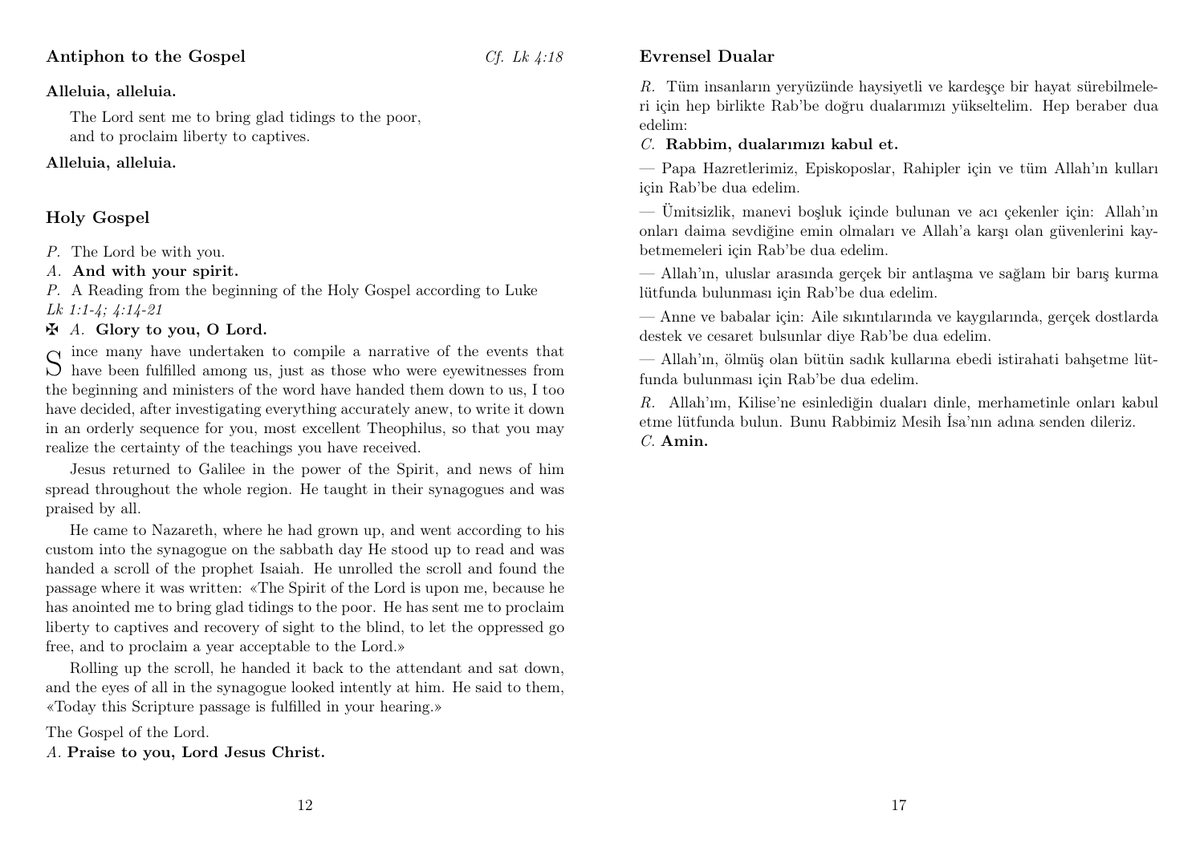## Antiphon to the Gospel

*Cf. Lk 4:18*

**Alleluia, alleluia.**

The Lord sent me to bring glad tidings to the poor,
and to proclaim liberty to captives.

**Alleluia, alleluia.**

## Holy Gospel

*P.* The Lord be with you.

*A.* **And with your spirit.**

*P.* A Reading from the beginning of the Holy Gospel according to Luke
*Lk 1:1-4; 4:14-21*

✠ *A.* **Glory to you, O Lord.**

Since many have undertaken to compile a narrative of the events that have been fulfilled among us, just as those who were eyewitnesses from the beginning and ministers of the word have handed them down to us, I too have decided, after investigating everything accurately anew, to write it down in an orderly sequence for you, most excellent Theophilus, so that you may realize the certainty of the teachings you have received.

Jesus returned to Galilee in the power of the Spirit, and news of him spread throughout the whole region. He taught in their synagogues and was praised by all.

He came to Nazareth, where he had grown up, and went according to his custom into the synagogue on the sabbath day He stood up to read and was handed a scroll of the prophet Isaiah. He unrolled the scroll and found the passage where it was written: «The Spirit of the Lord is upon me, because he has anointed me to bring glad tidings to the poor. He has sent me to proclaim liberty to captives and recovery of sight to the blind, to let the oppressed go free, and to proclaim a year acceptable to the Lord.»

Rolling up the scroll, he handed it back to the attendant and sat down, and the eyes of all in the synagogue looked intently at him. He said to them, «Today this Scripture passage is fulfilled in your hearing.»

The Gospel of the Lord.

*A.* **Praise to you, Lord Jesus Christ.**

## Evrensel Dualar

*R.* Tüm insanların yeryüzünde haysiyetli ve kardeşçe bir hayat sürebilmeleri için hep birlikte Rab'be doğru dualarımızı yükseltelim. Hep beraber dua edelim:

*C.* **Rabbim, dualarımızı kabul et.**

— Papa Hazretlerimiz, Episkoposlar, Rahipler için ve tüm Allah'ın kulları için Rab'be dua edelim.

— Ümitsizlik, manevi boşluk içinde bulunan ve acı çekenler için: Allah'ın onları daima sevdiğine emin olmaları ve Allah'a karşı olan güvenlerini kaybetmemeleri için Rab'be dua edelim.

— Allah'ın, uluslar arasında gerçek bir antlaşma ve sağlam bir barış kurma lütfunda bulunması için Rab'be dua edelim.

— Anne ve babalar için: Aile sıkıntılarında ve kaygılarında, gerçek dostlarda destek ve cesaret bulsunlar diye Rab'be dua edelim.

— Allah'ın, ölmüş olan bütün sadık kullarına ebedi istirahati bahşetme lütfunda bulunması için Rab'be dua edelim.

*R.* Allah'ım, Kilise'ne esinlediğin duaları dinle, merhametinle onları kabul etme lütfunda bulun. Bunu Rabbimiz Mesih İsa'nın adına senden dileriz.

*C.* **Amin.**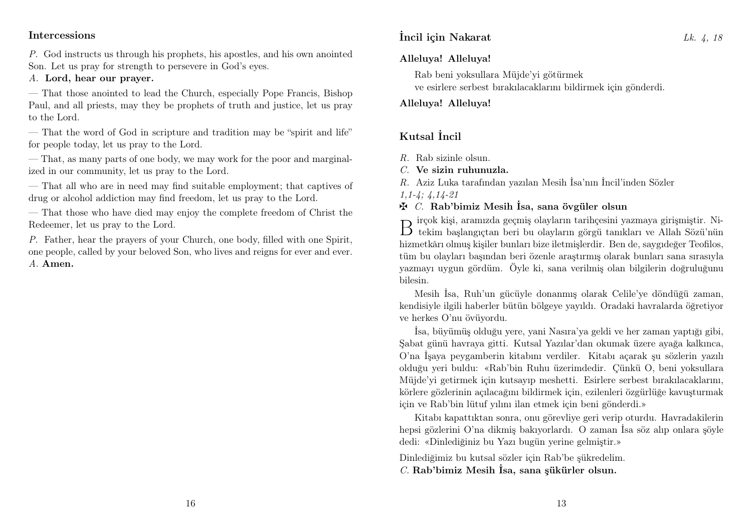## Intercessions

*P.* God instructs us through his prophets, his apostles, and his own anointed Son. Let us pray for strength to persevere in God's eyes.

*A.* **Lord, hear our prayer.**

— That those anointed to lead the Church, especially Pope Francis, Bishop Paul, and all priests, may they be prophets of truth and justice, let us pray to the Lord.

— That the word of God in scripture and tradition may be "spirit and life" for people today, let us pray to the Lord.

— That, as many parts of one body, we may work for the poor and marginalized in our community, let us pray to the Lord.

— That all who are in need may find suitable employment; that captives of drug or alcohol addiction may find freedom, let us pray to the Lord.

— That those who have died may enjoy the complete freedom of Christ the Redeemer, let us pray to the Lord.

*P.* Father, hear the prayers of your Church, one body, filled with one Spirit, one people, called by your beloved Son, who lives and reigns for ever and ever.

*A.* **Amen.**

## İncil için Nakarat

*Lk. 4, 18*

**Alleluya! Alleluya!**

Rab beni yoksullara Müjde'yi götürmek
ve esirlere serbest bırakılacaklarını bildirmek için gönderdi.

**Alleluya! Alleluya!**

## Kutsal İncil

*R.* Rab sizinle olsun.

*C.* **Ve sizin ruhunuzla.**

*R.* Aziz Luka tarafından yazılan Mesih İsa'nın İncil'inden Sözler
*1,1-4; 4,14-21*

✠ *C.* **Rab'bimiz Mesih İsa, sana övgüler olsun**

Birçok kişi, aramızda geçmiş olayların tarihçesini yazmaya girişmiştir. Nitekim başlangıçtan beri bu olayların görgü tanıkları ve Allah Sözü'nün hizmetkârı olmuş kişiler bunları bize iletmişlerdir. Ben de, saygıdeğer Teofilos, tüm bu olayları başından beri özenle araştırmış olarak bunları sana sırasıyla yazmayı uygun gördüm. Öyle ki, sana verilmiş olan bilgilerin doğruluğunu bilesin.

Mesih İsa, Ruh'un gücüyle donanmış olarak Celile'ye döndüğü zaman, kendisiyle ilgili haberler bütün bölgeye yayıldı. Oradaki havralarda öğretiyor ve herkes O'nu övüyordu.

İsa, büyümüş olduğu yere, yani Nasıra'ya geldi ve her zaman yaptığı gibi, Şabat günü havraya gitti. Kutsal Yazılar'dan okumak üzere ayağa kalkınca, O'na İşaya peygamberin kitabını verdiler. Kitabı açarak şu sözlerin yazılı olduğu yeri buldu: «Rab'bin Ruhu üzerimdedir. Çünkü O, beni yoksullara Müjde'yi getirmek için kutsayıp meshetti. Esirlere serbest bırakılacaklarını, körlere gözlerinin açılacağını bildirmek için, ezilenleri özgürlüğe kavuşturmak için ve Rab'bin lütuf yılını ilan etmek için beni gönderdi.»

Kitabı kapattıktan sonra, onu görevliye geri verip oturdu. Havradakilerin hepsi gözlerini O'na dikmiş bakıyorlardı. O zaman İsa söz alıp onlara şöyle dedi: «Dinlediğiniz bu Yazı bugün yerine gelmiştir.»

Dinlediğimiz bu kutsal sözler için Rab'be şükredelim.

*C.* **Rab'bimiz Mesih İsa, sana şükürler olsun.**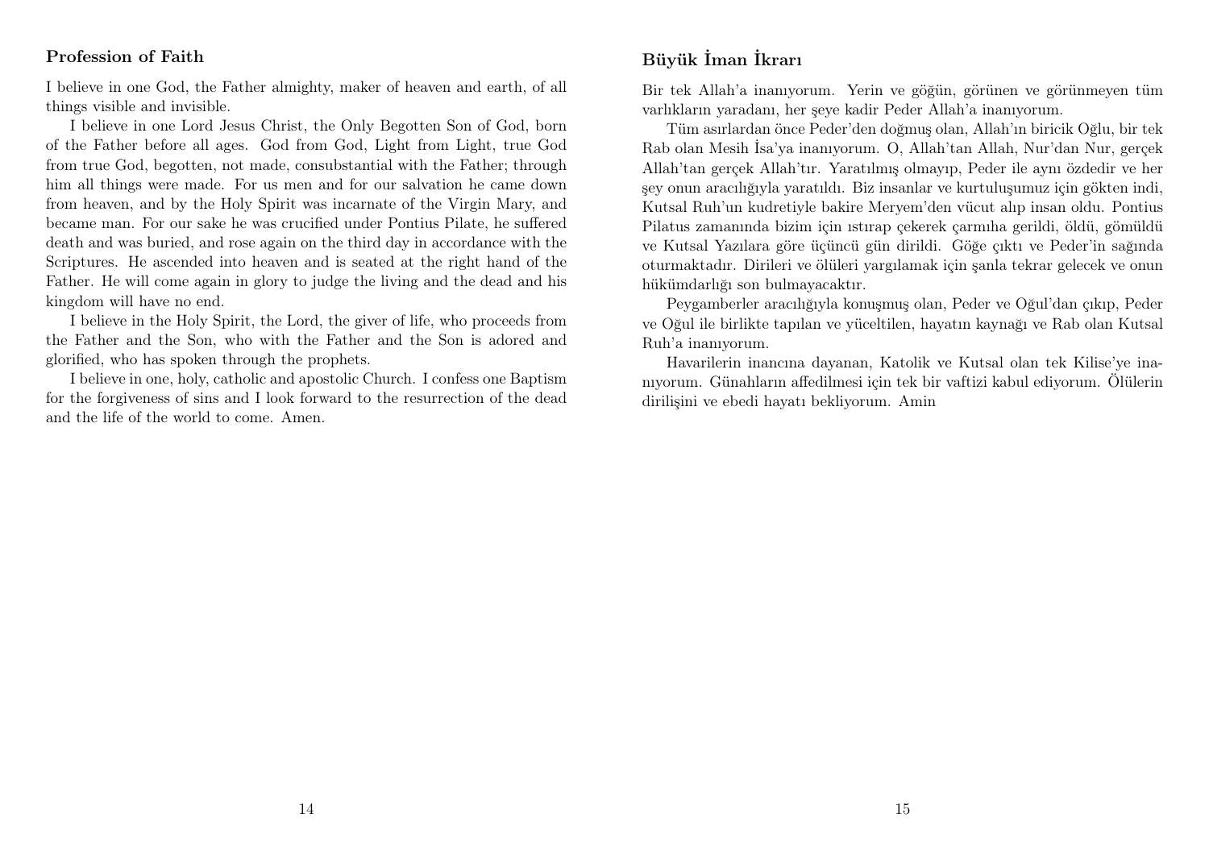### Profession of Faith

I believe in one God, the Father almighty, maker of heaven and earth, of all things visible and invisible.

I believe in one Lord Jesus Christ, the Only Begotten Son of God, born of the Father before all ages. God from God, Light from Light, true God from true God, begotten, not made, consubstantial with the Father; through him all things were made. For us men and for our salvation he came down from heaven, and by the Holy Spirit was incarnate of the Virgin Mary, and became man. For our sake he was crucified under Pontius Pilate, he suffered death and was buried, and rose again on the third day in accordance with the Scriptures. He ascended into heaven and is seated at the right hand of the Father. He will come again in glory to judge the living and the dead and his kingdom will have no end.

I believe in the Holy Spirit, the Lord, the giver of life, who proceeds from the Father and the Son, who with the Father and the Son is adored and glorified, who has spoken through the prophets.

I believe in one, holy, catholic and apostolic Church. I confess one Baptism for the forgiveness of sins and I look forward to the resurrection of the dead and the life of the world to come. Amen.

### Büyük İman İkrarı

Bir tek Allah'a inanıyorum. Yerin ve göğün, görünen ve görünmeyen tüm varlıkların yaradanı, her şeye kadir Peder Allah'a inanıyorum.

Tüm asırlardan önce Peder'den doğmuş olan, Allah'ın biricik Oğlu, bir tek Rab olan Mesih İsa'ya inanıyorum. O, Allah'tan Allah, Nur'dan Nur, gerçek Allah'tan gerçek Allah'tır. Yaratılmış olmayıp, Peder ile aynı özdedir ve her şey onun aracılığıyla yaratıldı. Biz insanlar ve kurtuluşumuz için gökten indi, Kutsal Ruh'un kudretiyle bakire Meryem'den vücut alıp insan oldu. Pontius Pilatus zamanında bizim için ıstırap çekerek çarmıha gerildi, öldü, gömüldü ve Kutsal Yazılara göre üçüncü gün dirildi. Göğe çıktı ve Peder'in sağında oturmaktadır. Dirileri ve ölüleri yargılamak için şanla tekrar gelecek ve onun hükümdarlığı son bulmayacaktır.

Peygamberler aracılığıyla konuşmuş olan, Peder ve Oğul'dan çıkıp, Peder ve Oğul ile birlikte tapılan ve yüceltilen, hayatın kaynağı ve Rab olan Kutsal Ruh'a inanıyorum.

Havarilerin inancına dayanan, Katolik ve Kutsal olan tek Kilise'ye inanıyorum. Günahların affedilmesi için tek bir vaftizi kabul ediyorum. Ölülerin dirilişini ve ebedi hayatı bekliyorum. Amin